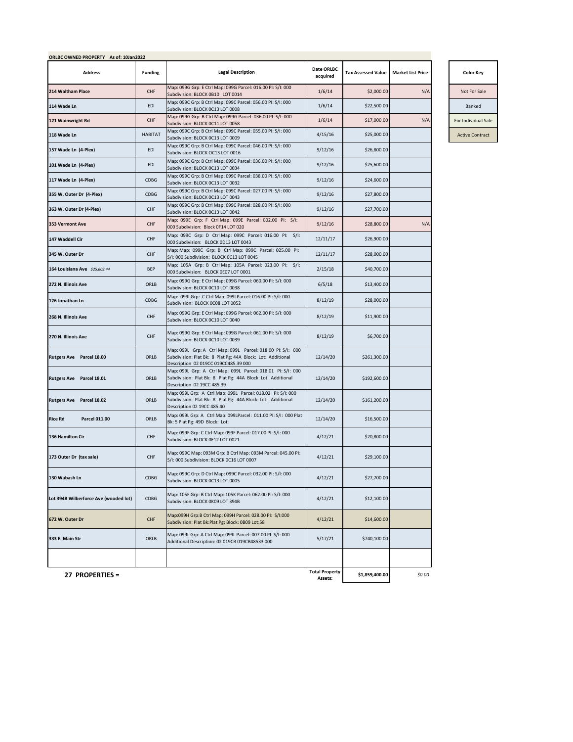**ORLBC OWNED PROPERTY As of: 10Jan2022**

| Address | Funding | Legal Description | Date ORLBC acquired | Tax Assessed Value | Market List Price |
|---|---|---|---|---|---|
| 214 Waltham Place | CHF | Map: 099G Grp: E Ctrl Map: 099G Parcel: 016.00 PI: S/I: 000 Subdivision: BLOCK 0B10 LOT 0014 | 1/6/14 | $2,000.00 | N/A |
| 114 Wade Ln | EDI | Map: 099C Grp: B Ctrl Map: 099C Parcel: 056.00 PI: S/I: 000 Subdivision: BLOCK 0C13 LOT 0008 | 1/6/14 | $22,500.00 | |
| 121 Wainwright Rd | CHF | Map: 099G Grp: B Ctrl Map: 099G Parcel: 036.00 PI: S/I: 000 Subdivision: BLOCK 0C11 LOT 0058 | 1/6/14 | $17,000.00 | N/A |
| 118 Wade Ln | HABITAT | Map: 099C Grp: B Ctrl Map: 099C Parcel: 055.00 PI: S/I: 000 Subdivision: BLOCK 0C13 LOT 0009 | 4/15/16 | $25,000.00 | |
| 157 Wade Ln (4-Plex) | EDI | Map: 099C Grp: B Ctrl Map: 099C Parcel: 046.00 PI: S/I: 000 Subdivision: BLOCK OC13 LOT 0016 | 9/12/16 | $26,800.00 | |
| 101 Wade Ln (4-Plex) | EDI | Map: 099C Grp: B Ctrl Map: 099C Parcel: 036.00 PI: S/I: 000 Subdivision: BLOCK 0C13 LOT 0034 | 9/12/16 | $25,600.00 | |
| 117 Wade Ln (4-Plex) | CDBG | Map: 099C Grp: B Ctrl Map: 099C Parcel: 038.00 PI: S/I: 000 Subdivision: BLOCK 0C13 LOT 0032 | 9/12/16 | $24,600.00 | |
| 355 W. Outer Dr (4-Plex) | CDBG | Map: 099C Grp: B Ctrl Map: 099C Parcel: 027.00 PI: S/I: 000 Subdivision: BLOCK 0C13 LOT 0043 | 9/12/16 | $27,800.00 | |
| 363 W. Outer Dr (4-Plex) | CHF | Map: 099C Grp: B Ctrl Map: 099C Parcel: 028.00 PI: S/I: 000 Subdivision: BLOCK 0C13 LOT 0042 | 9/12/16 | $27,700.00 | |
| 353 Vermont Ave | CHF | Map: 099E Grp: F Ctrl Map: 099E Parcel: 002.00 PI: S/I: 000 Subdivision: Block 0F14 LOT 020 | 9/12/16 | $28,800.00 | N/A |
| 147 Waddell Cir | CHF | Map: 099C Grp: D Ctrl Map: 099C Parcel: 016.00 PI: S/I: 000 Subdivision: BLOCK 0D13 LOT 0043 | 12/11/17 | $26,900.00 | |
| 345 W. Outer Dr | CHF | Map: Map: 099C Grp: B Ctrl Map: 099C Parcel: 025.00 PI: S/I: 000 Subdivision: BLOCK 0C13 LOT 0045 | 12/11/17 | $28,000.00 | |
| 164 Louisiana Ave *$25,602.44* | BEP | Map: 105A Grp: B Ctrl Map: 105A Parcel: 023.00 PI: S/I: 000 Subdivision: BLOCK 0E07 LOT 0001 | 2/15/18 | $40,700.00 | |
| 272 N. Illinois Ave | ORLB | Map: 099G Grp: E Ctrl Map: 099G Parcel: 060.00 PI: S/I: 000 Subdivision: BLOCK 0C10 LOT 0038 | 6/5/18 | $13,400.00 | |
| 126 Jonathan Ln | CDBG | Map: 099I Grp: C Ctrl Map: 099I Parcel: 016.00 PI: S/I: 000 Subdivision: BLOCK 0C08 LOT 0052 | 8/12/19 | $28,000.00 | |
| 268 N. Illinois Ave | CHF | Map: 099G Grp: E Ctrl Map: 099G Parcel: 062.00 PI: S/I: 000 Subdivision: BLOCK 0C10 LOT 0040 | 8/12/19 | $11,900.00 | |
| 270 N. Illinois Ave | CHF | Map: 099G Grp: E Ctrl Map: 099G Parcel: 061.00 PI: S/I: 000 Subdivision: BLOCK 0C10 LOT 0039 | 8/12/19 | $6,700.00 | |
| Rutgers Ave Parcel 18.00 | ORLB | Map: 099L Grp: A Ctrl Map: 099L Parcel: 018.00 PI: S/I: 000 Subdivision: Plat Bk: 8 Plat Pg: 44A Block: Lot: Additional Description 02 019CC 019CC485.39 000 | 12/14/20 | $261,300.00 | |
| Rutgers Ave Parcel 18.01 | ORLB | Map: 099L Grp: A Ctrl Map: 099L Parcel: 018.01 PI: S/I: 000 Subdivision: Plat Bk: 8 Plat Pg: 44A Block: Lot: Additional Description 02 19CC 485.39 | 12/14/20 | $192,600.00 | |
| Rutgers Ave Parcel 18.02 | ORLB | Map: 099L Grp: A Ctrl Map: 099L Parcel: 018.02 PI: S/I: 000 Subdivision: Plat Bk: 8 Plat Pg: 44A Block: Lot: Additional Description 02 19CC 485.40 | 12/14/20 | $161,200.00 | |
| Rice Rd Parcel 011.00 | ORLB | Map: 099L Grp: A Ctrl Map: 099LParcel: 011.00 PI: S/I: 000 Plat Bk: 5 Plat Pg: 49D Block: Lot: | 12/14/20 | $16,500.00 | |
| 136 Hamilton Cir | CHF | Map: 099F Grp: C Ctrl Map: 099F Parcel: 017.00 PI: S/I: 000 Subdivision: BLOCK 0E12 LOT 0021 | 4/12/21 | $20,800.00 | |
| 173 Outer Dr (tax sale) | CHF | Map: 099C Map: 093M Grp: B Ctrl Map: 093M Parcel: 045.00 PI: S/I: 000 Subdivision: BLOCK 0C16 LOT 0007 | 4/12/21 | $29,100.00 | |
| 130 Wabash Ln | CDBG | Map: 099C Grp: D Ctrl Map: 099C Parcel: 032.00 PI: S/I: 000 Subdivision: BLOCK 0C13 LOT 0005 | 4/12/21 | $27,700.00 | |
| Lot 394B Wilberforce Ave (wooded lot) | CDBG | Map: 105F Grp: B Ctrl Map: 105K Parcel: 062.00 PI: S/I: 000 Subdivision: BLOCK 0K09 LOT 394B | 4/12/21 | $12,100.00 | |
| 672 W. Outer Dr | CHF | Map:099H Grp:B Ctrl Map: 099H Parcel: 028.00 PI: S/I:000 Subdivision: Plat Bk:Plat Pg: Block: 0B09 Lot:58 | 4/12/21 | $14,600.00 | |
| 333 E. Main Str | ORLB | Map: 099L Grp: A Ctrl Map: 099L Parcel: 007.00 PI: S/I: 000 Additional Description: 02 019CB 019CB48533 000 | 5/17/21 | $740,100.00 | |
| | | | | | |
| **27 PROPERTIES =** | | | **Total Property Assets:** | **$1,859,400.00** | *$0.00* |

| Color Key |
|---|
| Not For Sale |
| Banked |
| For Individual Sale |
| Active Contract |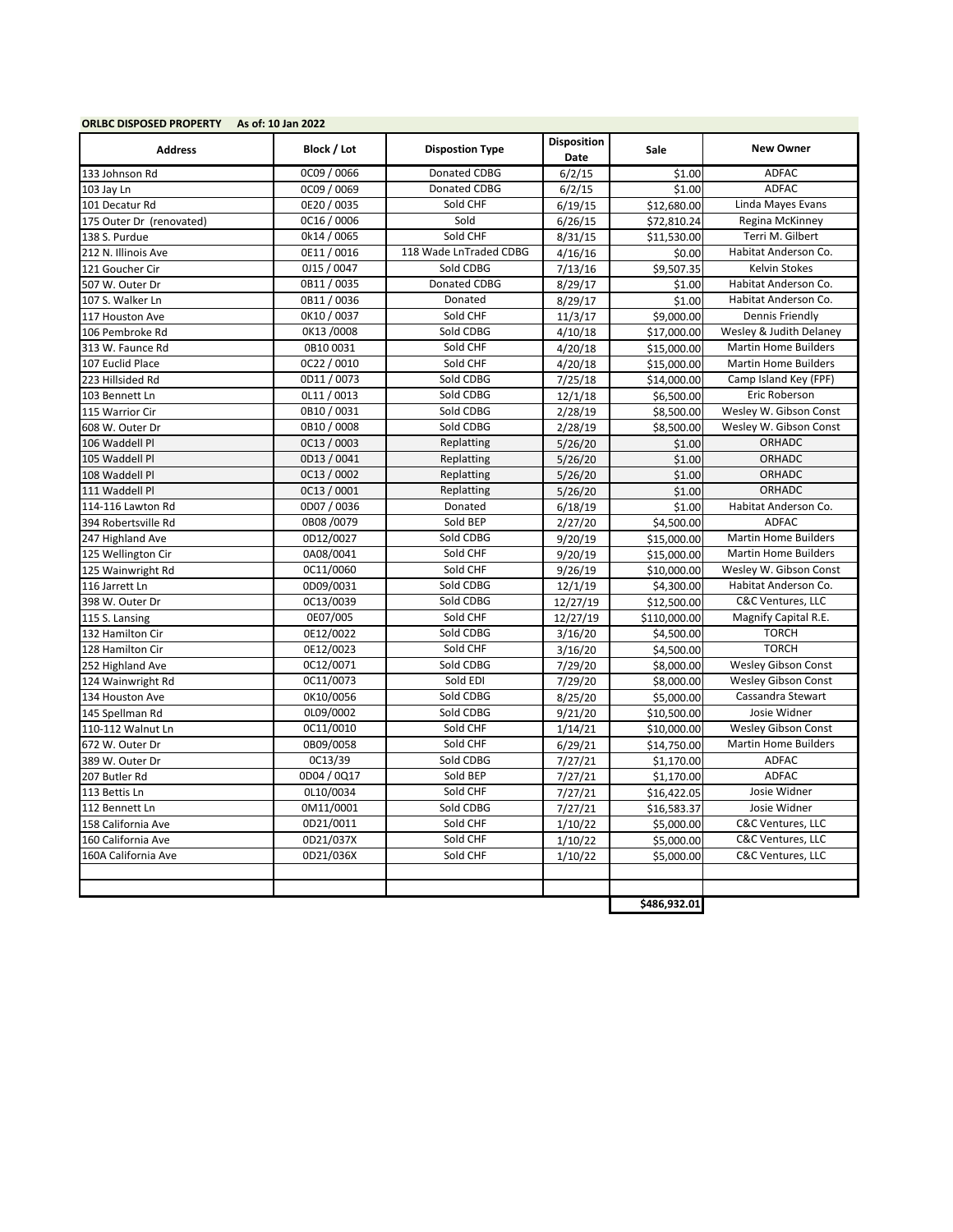**ORLBC DISPOSED PROPERTY As of: 10 Jan 2022**

| Address | Block / Lot | Dispostion Type | Disposition Date | Sale | New Owner |
|---|---|---|---|---|---|
| 133 Johnson Rd | 0C09 / 0066 | Donated CDBG | 6/2/15 | $1.00 | ADFAC |
| 103 Jay Ln | 0C09 / 0069 | Donated CDBG | 6/2/15 | $1.00 | ADFAC |
| 101 Decatur Rd | 0E20 / 0035 | Sold CHF | 6/19/15 | $12,680.00 | Linda Mayes Evans |
| 175 Outer Dr (renovated) | 0C16 / 0006 | Sold | 6/26/15 | $72,810.24 | Regina McKinney |
| 138 S. Purdue | 0k14 / 0065 | Sold CHF | 8/31/15 | $11,530.00 | Terri M. Gilbert |
| 212 N. Illinois Ave | 0E11 / 0016 | 118 Wade LnTraded CDBG | 4/16/16 | $0.00 | Habitat Anderson Co. |
| 121 Goucher Cir | 0J15 / 0047 | Sold CDBG | 7/13/16 | $9,507.35 | Kelvin Stokes |
| 507 W. Outer Dr | 0B11 / 0035 | Donated CDBG | 8/29/17 | $1.00 | Habitat Anderson Co. |
| 107 S. Walker Ln | 0B11 / 0036 | Donated | 8/29/17 | $1.00 | Habitat Anderson Co. |
| 117 Houston Ave | 0K10 / 0037 | Sold CHF | 11/3/17 | $9,000.00 | Dennis Friendly |
| 106 Pembroke Rd | 0K13 /0008 | Sold CDBG | 4/10/18 | $17,000.00 | Wesley & Judith Delaney |
| 313 W. Faunce Rd | 0B10 0031 | Sold CHF | 4/20/18 | $15,000.00 | Martin Home Builders |
| 107 Euclid Place | 0C22 / 0010 | Sold CHF | 4/20/18 | $15,000.00 | Martin Home Builders |
| 223 Hillsided Rd | 0D11 / 0073 | Sold CDBG | 7/25/18 | $14,000.00 | Camp Island Key (FPF) |
| 103 Bennett Ln | 0L11 / 0013 | Sold CDBG | 12/1/18 | $6,500.00 | Eric Roberson |
| 115 Warrior Cir | 0B10 / 0031 | Sold CDBG | 2/28/19 | $8,500.00 | Wesley W. Gibson Const |
| 608 W. Outer Dr | 0B10 / 0008 | Sold CDBG | 2/28/19 | $8,500.00 | Wesley W. Gibson Const |
| 106 Waddell Pl | 0C13 / 0003 | Replatting | 5/26/20 | $1.00 | ORHADC |
| 105 Waddell Pl | 0D13 / 0041 | Replatting | 5/26/20 | $1.00 | ORHADC |
| 108 Waddell Pl | 0C13 / 0002 | Replatting | 5/26/20 | $1.00 | ORHADC |
| 111 Waddell Pl | 0C13 / 0001 | Replatting | 5/26/20 | $1.00 | ORHADC |
| 114-116 Lawton Rd | 0D07 / 0036 | Donated | 6/18/19 | $1.00 | Habitat Anderson Co. |
| 394 Robertsville Rd | 0B08 /0079 | Sold BEP | 2/27/20 | $4,500.00 | ADFAC |
| 247 Highland Ave | 0D12/0027 | Sold CDBG | 9/20/19 | $15,000.00 | Martin Home Builders |
| 125 Wellington Cir | 0A08/0041 | Sold CHF | 9/20/19 | $15,000.00 | Martin Home Builders |
| 125 Wainwright Rd | 0C11/0060 | Sold CHF | 9/26/19 | $10,000.00 | Wesley W. Gibson Const |
| 116 Jarrett Ln | 0D09/0031 | Sold CDBG | 12/1/19 | $4,300.00 | Habitat Anderson Co. |
| 398 W. Outer Dr | 0C13/0039 | Sold CDBG | 12/27/19 | $12,500.00 | C&C Ventures, LLC |
| 115 S. Lansing | 0E07/005 | Sold CHF | 12/27/19 | $110,000.00 | Magnify Capital R.E. |
| 132 Hamilton Cir | 0E12/0022 | Sold CDBG | 3/16/20 | $4,500.00 | TORCH |
| 128 Hamilton Cir | 0E12/0023 | Sold CHF | 3/16/20 | $4,500.00 | TORCH |
| 252 Highland Ave | 0C12/0071 | Sold CDBG | 7/29/20 | $8,000.00 | Wesley Gibson Const |
| 124 Wainwright Rd | 0C11/0073 | Sold EDI | 7/29/20 | $8,000.00 | Wesley Gibson Const |
| 134 Houston Ave | 0K10/0056 | Sold CDBG | 8/25/20 | $5,000.00 | Cassandra Stewart |
| 145 Spellman Rd | 0L09/0002 | Sold CDBG | 9/21/20 | $10,500.00 | Josie Widner |
| 110-112 Walnut Ln | 0C11/0010 | Sold CHF | 1/14/21 | $10,000.00 | Wesley Gibson Const |
| 672 W. Outer Dr | 0B09/0058 | Sold CHF | 6/29/21 | $14,750.00 | Martin Home Builders |
| 389 W. Outer Dr | 0C13/39 | Sold CDBG | 7/27/21 | $1,170.00 | ADFAC |
| 207 Butler Rd | 0D04 / 0Q17 | Sold BEP | 7/27/21 | $1,170.00 | ADFAC |
| 113 Bettis Ln | 0L10/0034 | Sold CHF | 7/27/21 | $16,422.05 | Josie Widner |
| 112 Bennett Ln | 0M11/0001 | Sold CDBG | 7/27/21 | $16,583.37 | Josie Widner |
| 158 California Ave | 0D21/0011 | Sold CHF | 1/10/22 | $5,000.00 | C&C Ventures, LLC |
| 160 California Ave | 0D21/037X | Sold CHF | 1/10/22 | $5,000.00 | C&C Ventures, LLC |
| 160A California Ave | 0D21/036X | Sold CHF | 1/10/22 | $5,000.00 | C&C Ventures, LLC |
| | | | | | |
| | | | | | |
| | | | | **$486,932.01** | |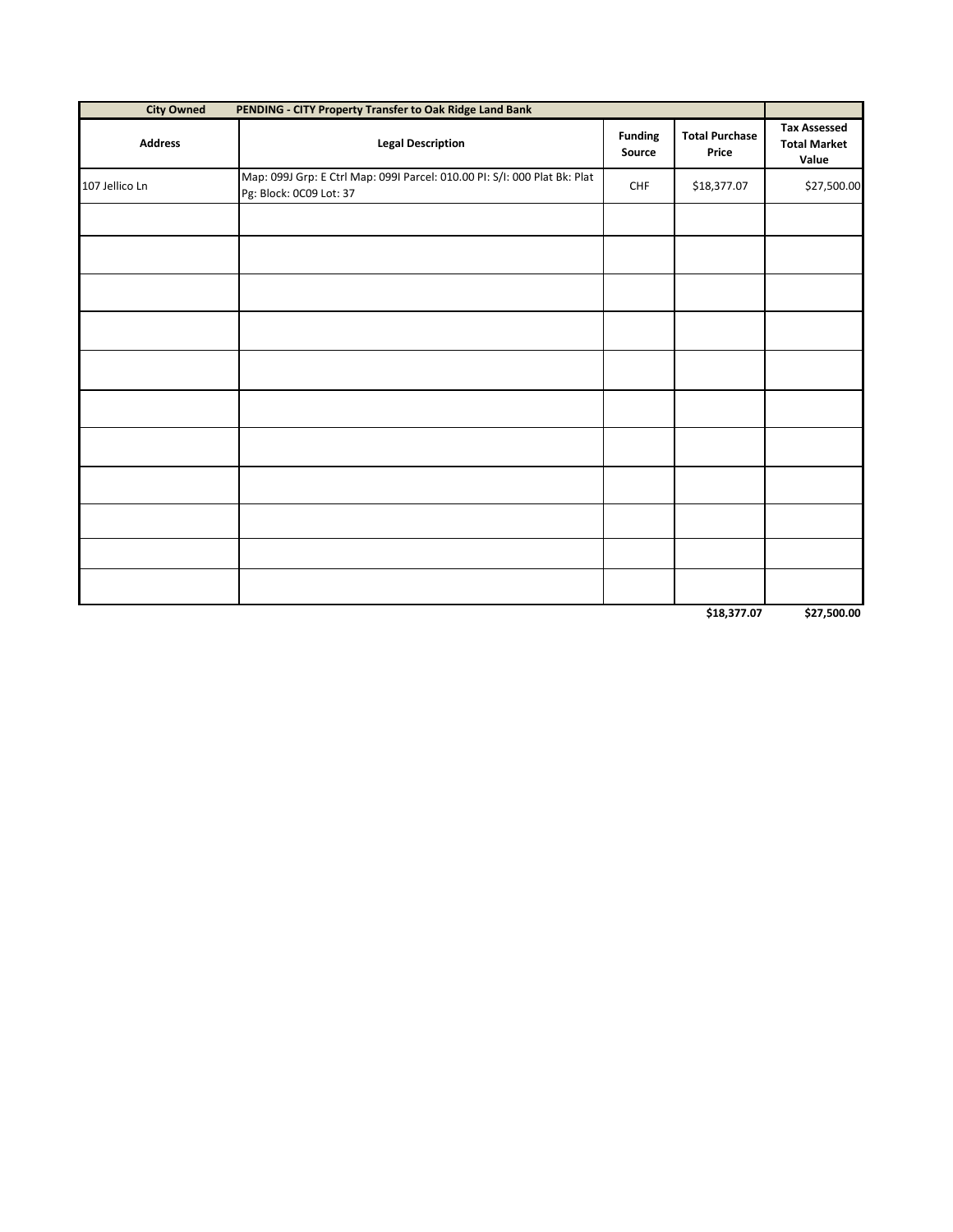| City Owned | PENDING - CITY Property Transfer to Oak Ridge Land Bank | | | |
|---|---|---|---|---|
| Address | Legal Description | Funding Source | Total Purchase Price | Tax Assessed Total Market Value |
| 107 Jellico Ln | Map: 099J Grp: E Ctrl Map: 099I Parcel: 010.00 PI: S/I: 000 Plat Bk: Plat Pg: Block: 0C09 Lot: 37 | CHF | $18,377.07 | $27,500.00 |
| | | | | |
| | | | | |
| | | | | |
| | | | | |
| | | | | |
| | | | | |
| | | | | |
| | | | | |
| | | | | |
| | | | | |
| | | | | |
| | | | **$18,377.07** | **$27,500.00** |